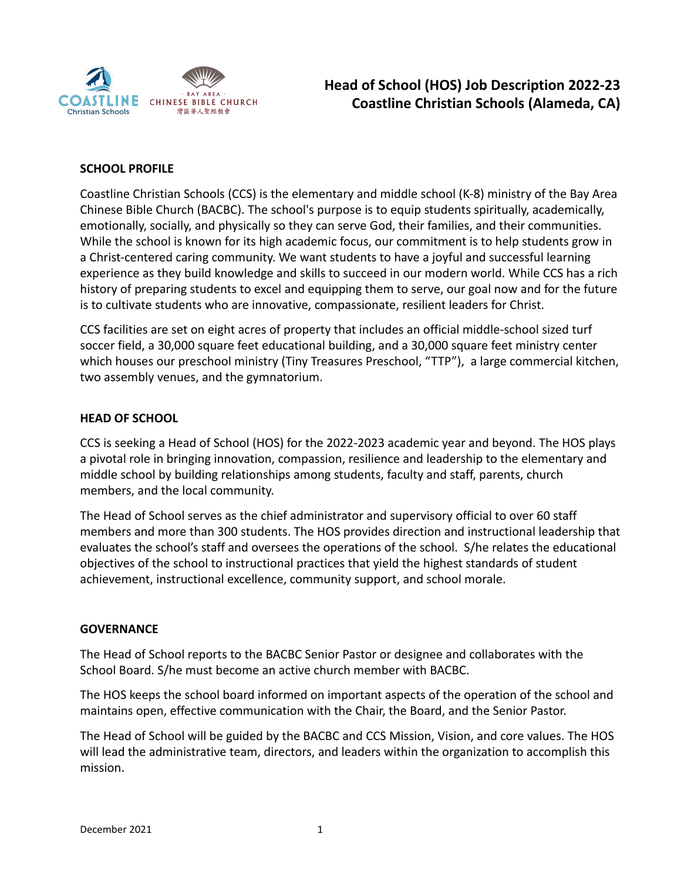# Head of School (HOS) Job Description 2022-23
# Coastline Christian Schools (Alameda, CA)

## SCHOOL PROFILE

Coastline Christian Schools (CCS) is the elementary and middle school (K-8) ministry of the Bay Area Chinese Bible Church (BACBC). The school's purpose is to equip students spiritually, academically, emotionally, socially, and physically so they can serve God, their families, and their communities. While the school is known for its high academic focus, our commitment is to help students grow in a Christ-centered caring community. We want students to have a joyful and successful learning experience as they build knowledge and skills to succeed in our modern world. While CCS has a rich history of preparing students to excel and equipping them to serve, our goal now and for the future is to cultivate students who are innovative, compassionate, resilient leaders for Christ.

CCS facilities are set on eight acres of property that includes an official middle-school sized turf soccer field, a 30,000 square feet educational building, and a 30,000 square feet ministry center which houses our preschool ministry (Tiny Treasures Preschool, "TTP"), a large commercial kitchen, two assembly venues, and the gymnatorium.

## HEAD OF SCHOOL

CCS is seeking a Head of School (HOS) for the 2022-2023 academic year and beyond. The HOS plays a pivotal role in bringing innovation, compassion, resilience and leadership to the elementary and middle school by building relationships among students, faculty and staff, parents, church members, and the local community.

The Head of School serves as the chief administrator and supervisory official to over 60 staff members and more than 300 students. The HOS provides direction and instructional leadership that evaluates the school's staff and oversees the operations of the school. S/he relates the educational objectives of the school to instructional practices that yield the highest standards of student achievement, instructional excellence, community support, and school morale.

## GOVERNANCE

The Head of School reports to the BACBC Senior Pastor or designee and collaborates with the School Board. S/he must become an active church member with BACBC.

The HOS keeps the school board informed on important aspects of the operation of the school and maintains open, effective communication with the Chair, the Board, and the Senior Pastor.

The Head of School will be guided by the BACBC and CCS Mission, Vision, and core values. The HOS will lead the administrative team, directors, and leaders within the organization to accomplish this mission.

December 2021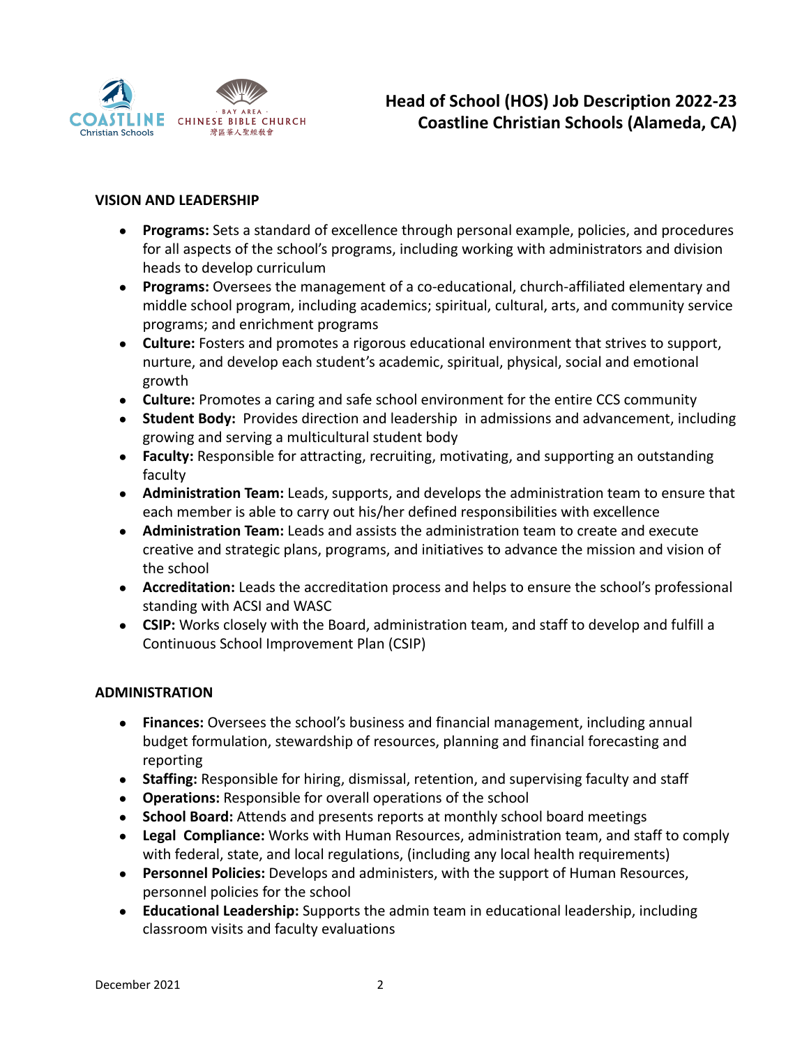# Head of School (HOS) Job Description 2022-23
# Coastline Christian Schools (Alameda, CA)

## VISION AND LEADERSHIP

- **Programs:** Sets a standard of excellence through personal example, policies, and procedures for all aspects of the school's programs, including working with administrators and division heads to develop curriculum
- **Programs:** Oversees the management of a co-educational, church-affiliated elementary and middle school program, including academics; spiritual, cultural, arts, and community service programs; and enrichment programs
- **Culture:** Fosters and promotes a rigorous educational environment that strives to support, nurture, and develop each student's academic, spiritual, physical, social and emotional growth
- **Culture:** Promotes a caring and safe school environment for the entire CCS community
- **Student Body:** Provides direction and leadership in admissions and advancement, including growing and serving a multicultural student body
- **Faculty:** Responsible for attracting, recruiting, motivating, and supporting an outstanding faculty
- **Administration Team:** Leads, supports, and develops the administration team to ensure that each member is able to carry out his/her defined responsibilities with excellence
- **Administration Team:** Leads and assists the administration team to create and execute creative and strategic plans, programs, and initiatives to advance the mission and vision of the school
- **Accreditation:** Leads the accreditation process and helps to ensure the school's professional standing with ACSI and WASC
- **CSIP:** Works closely with the Board, administration team, and staff to develop and fulfill a Continuous School Improvement Plan (CSIP)

## ADMINISTRATION

- **Finances:** Oversees the school's business and financial management, including annual budget formulation, stewardship of resources, planning and financial forecasting and reporting
- **Staffing:** Responsible for hiring, dismissal, retention, and supervising faculty and staff
- **Operations:** Responsible for overall operations of the school
- **School Board:** Attends and presents reports at monthly school board meetings
- **Legal Compliance:** Works with Human Resources, administration team, and staff to comply with federal, state, and local regulations, (including any local health requirements)
- **Personnel Policies:** Develops and administers, with the support of Human Resources, personnel policies for the school
- **Educational Leadership:** Supports the admin team in educational leadership, including classroom visits and faculty evaluations

December 2021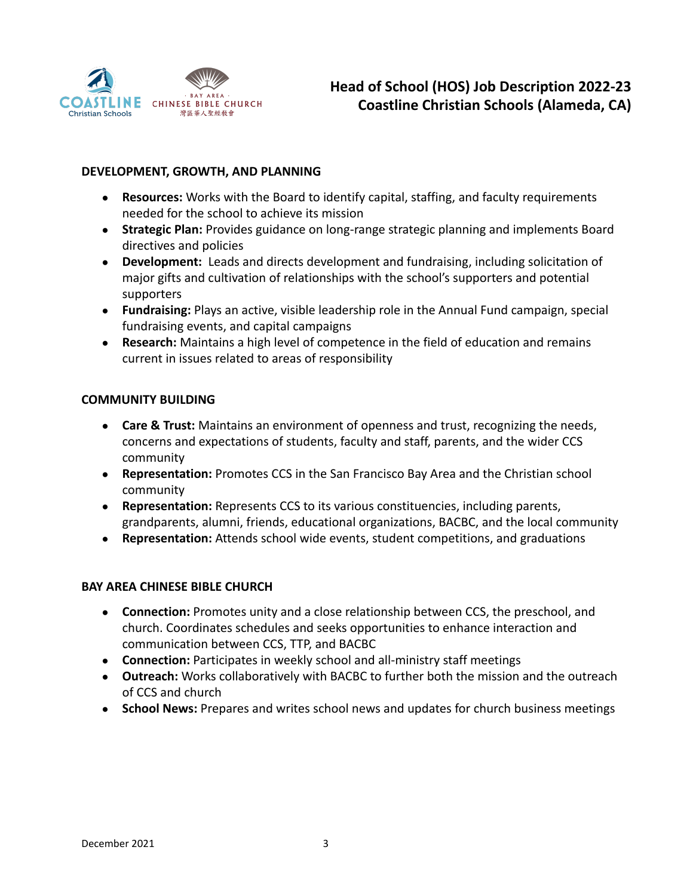**DEVELOPMENT, GROWTH, AND PLANNING**

- **Resources:** Works with the Board to identify capital, staffing, and faculty requirements needed for the school to achieve its mission
- **Strategic Plan:** Provides guidance on long-range strategic planning and implements Board directives and policies
- **Development:** Leads and directs development and fundraising, including solicitation of major gifts and cultivation of relationships with the school's supporters and potential supporters
- **Fundraising:** Plays an active, visible leadership role in the Annual Fund campaign, special fundraising events, and capital campaigns
- **Research:** Maintains a high level of competence in the field of education and remains current in issues related to areas of responsibility

**COMMUNITY BUILDING**

- **Care & Trust:** Maintains an environment of openness and trust, recognizing the needs, concerns and expectations of students, faculty and staff, parents, and the wider CCS community
- **Representation:** Promotes CCS in the San Francisco Bay Area and the Christian school community
- **Representation:** Represents CCS to its various constituencies, including parents, grandparents, alumni, friends, educational organizations, BACBC, and the local community
- **Representation:** Attends school wide events, student competitions, and graduations

**BAY AREA CHINESE BIBLE CHURCH**

- **Connection:** Promotes unity and a close relationship between CCS, the preschool, and church. Coordinates schedules and seeks opportunities to enhance interaction and communication between CCS, TTP, and BACBC
- **Connection:** Participates in weekly school and all-ministry staff meetings
- **Outreach:** Works collaboratively with BACBC to further both the mission and the outreach of CCS and church
- **School News:** Prepares and writes school news and updates for church business meetings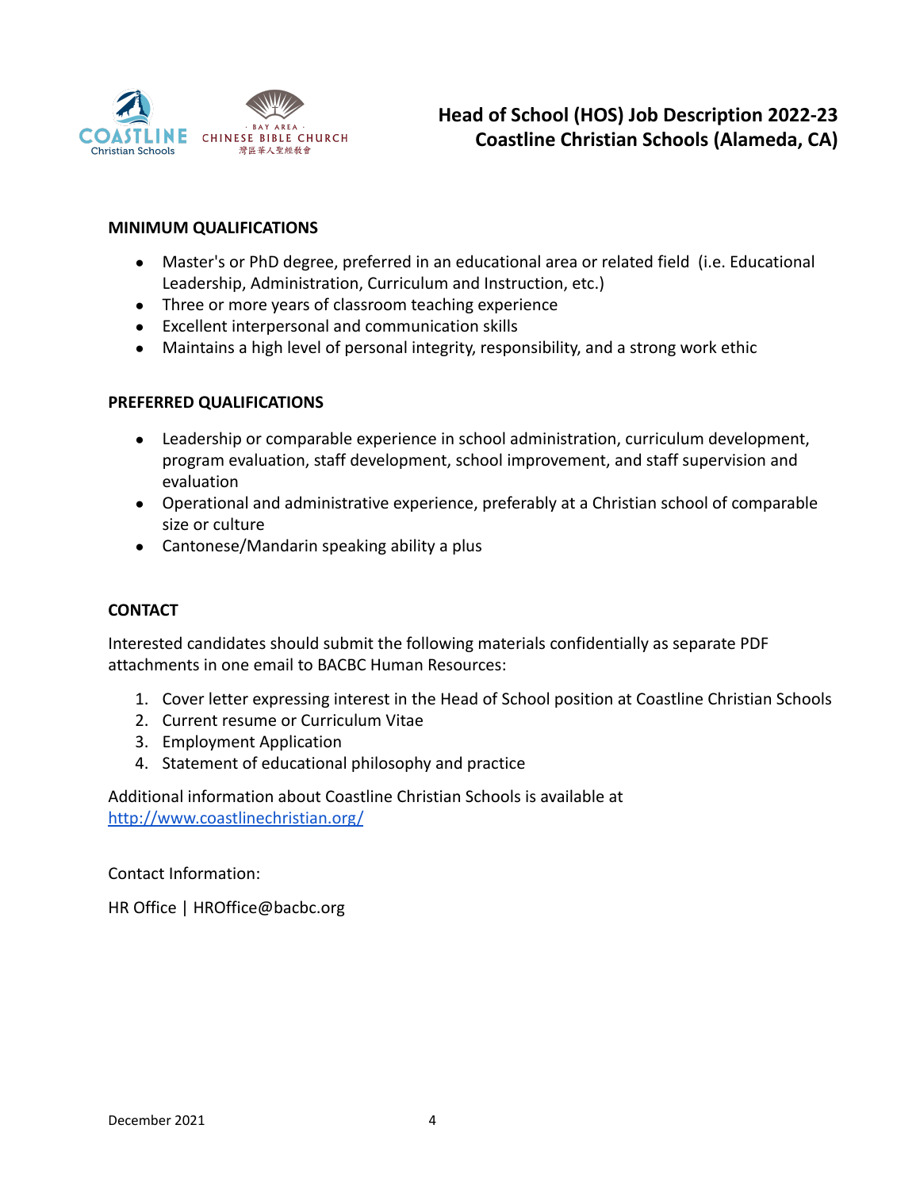# Head of School (HOS) Job Description 2022-23
# Coastline Christian Schools (Alameda, CA)

**MINIMUM QUALIFICATIONS**

- Master's or PhD degree, preferred in an educational area or related field (i.e. Educational Leadership, Administration, Curriculum and Instruction, etc.)
- Three or more years of classroom teaching experience
- Excellent interpersonal and communication skills
- Maintains a high level of personal integrity, responsibility, and a strong work ethic

**PREFERRED QUALIFICATIONS**

- Leadership or comparable experience in school administration, curriculum development, program evaluation, staff development, school improvement, and staff supervision and evaluation
- Operational and administrative experience, preferably at a Christian school of comparable size or culture
- Cantonese/Mandarin speaking ability a plus

**CONTACT**

Interested candidates should submit the following materials confidentially as separate PDF attachments in one email to BACBC Human Resources:

1. Cover letter expressing interest in the Head of School position at Coastline Christian Schools
2. Current resume or Curriculum Vitae
3. Employment Application
4. Statement of educational philosophy and practice

Additional information about Coastline Christian Schools is available at [http://www.coastlinechristian.org/](http://www.coastlinechristian.org/)

Contact Information:

HR Office | HROffice@bacbc.org